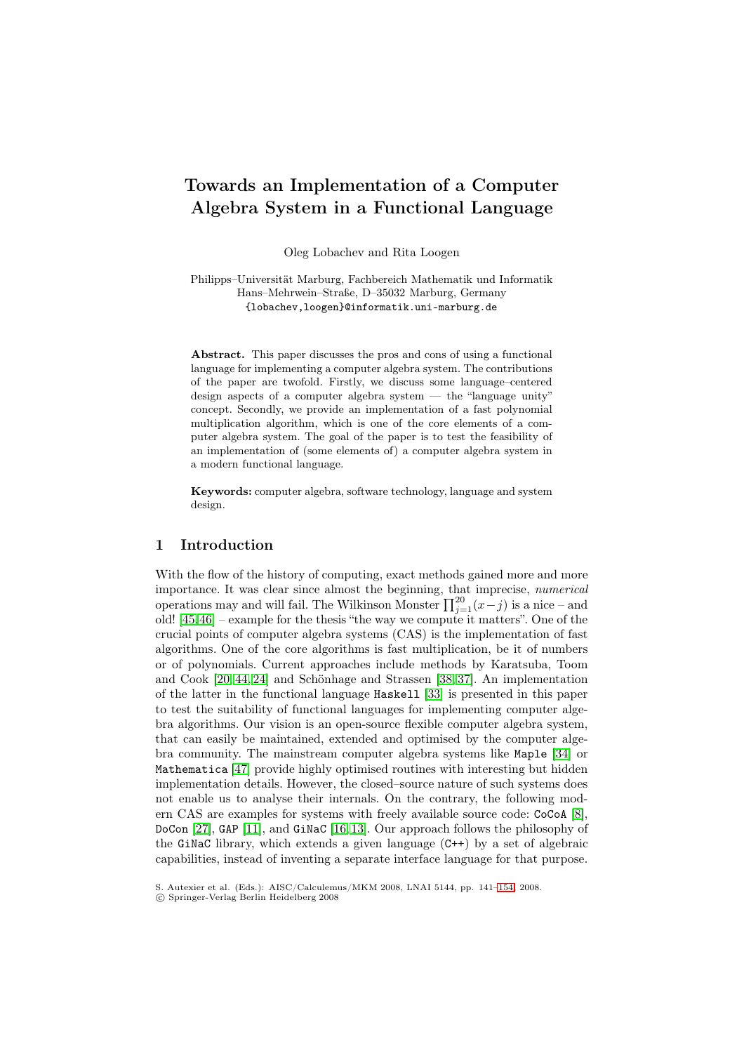# Towards an Implementation of a Computer Algebra System in a Functional Language

Oleg Lobachev and Rita Loogen

Philipps–Universität Marburg, Fachbereich Mathematik und Informatik
Hans–Mehrwein–Straße, D–35032 Marburg, Germany
{lobachev,loogen}@informatik.uni-marburg.de

**Abstract.** This paper discusses the pros and cons of using a functional language for implementing a computer algebra system. The contributions of the paper are twofold. Firstly, we discuss some language–centered design aspects of a computer algebra system — the "language unity" concept. Secondly, we provide an implementation of a fast polynomial multiplication algorithm, which is one of the core elements of a computer algebra system. The goal of the paper is to test the feasibility of an implementation of (some elements of) a computer algebra system in a modern functional language.

**Keywords:** computer algebra, software technology, language and system design.

## 1 Introduction

With the flow of the history of computing, exact methods gained more and more importance. It was clear since almost the beginning, that imprecise, *numerical* operations may and will fail. The Wilkinson Monster $\prod_{j=1}^{20}(x-j)$ is a nice – and old! [45,46] – example for the thesis "the way we compute it matters". One of the crucial points of computer algebra systems (CAS) is the implementation of fast algorithms. One of the core algorithms is fast multiplication, be it of numbers or of polynomials. Current approaches include methods by Karatsuba, Toom and Cook [20,44,24] and Schönhage and Strassen [38,37]. An implementation of the latter in the functional language `Haskell` [33] is presented in this paper to test the suitability of functional languages for implementing computer algebra algorithms. Our vision is an open-source flexible computer algebra system, that can easily be maintained, extended and optimised by the computer algebra community. The mainstream computer algebra systems like `Maple` [34] or `Mathematica` [47] provide highly optimised routines with interesting but hidden implementation details. However, the closed–source nature of such systems does not enable us to analyse their internals. On the contrary, the following modern CAS are examples for systems with freely available source code: `CoCoA` [8], `DoCon` [27], `GAP` [11], and `GiNaC` [16,13]. Our approach follows the philosophy of the `GiNaC` library, which extends a given language (`C++`) by a set of algebraic capabilities, instead of inventing a separate interface language for that purpose.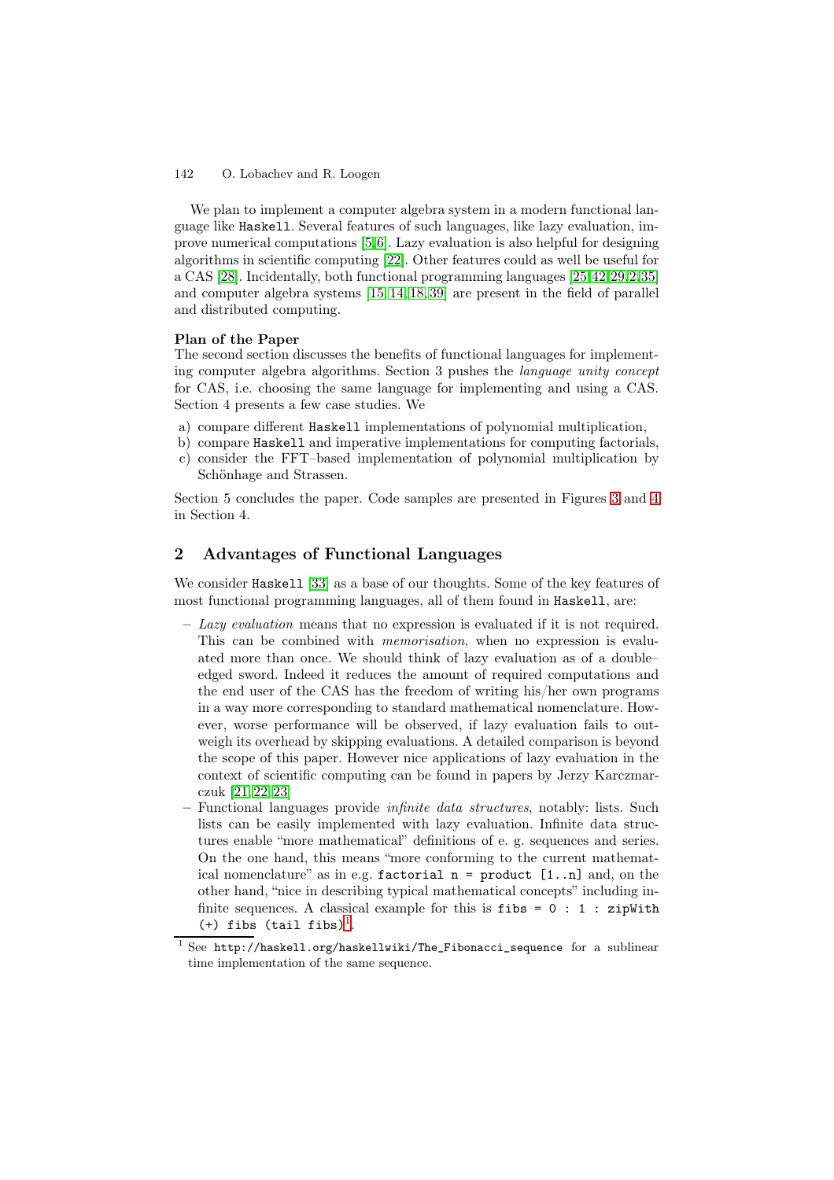We plan to implement a computer algebra system in a modern functional language like `Haskell`. Several features of such languages, like lazy evaluation, improve numerical computations [5,6]. Lazy evaluation is also helpful for designing algorithms in scientific computing [22]. Other features could as well be useful for a CAS [28]. Incidentally, both functional programming languages [25,42,29,2,35] and computer algebra systems [15,14,18,39] are present in the field of parallel and distributed computing.

**Plan of the Paper**

The second section discusses the benefits of functional languages for implementing computer algebra algorithms. Section 3 pushes the *language unity concept* for CAS, i.e. choosing the same language for implementing and using a CAS. Section 4 presents a few case studies. We

a) compare different `Haskell` implementations of polynomial multiplication,
b) compare `Haskell` and imperative implementations for computing factorials,
c) consider the FFT–based implementation of polynomial multiplication by Schönhage and Strassen.

Section 5 concludes the paper. Code samples are presented in Figures 3 and 4 in Section 4.

## 2 Advantages of Functional Languages

We consider `Haskell` [33] as a base of our thoughts. Some of the key features of most functional programming languages, all of them found in `Haskell`, are:

– *Lazy evaluation* means that no expression is evaluated if it is not required. This can be combined with *memorisation*, when no expression is evaluated more than once. We should think of lazy evaluation as of a double–edged sword. Indeed it reduces the amount of required computations and the end user of the CAS has the freedom of writing his/her own programs in a way more corresponding to standard mathematical nomenclature. However, worse performance will be observed, if lazy evaluation fails to outweigh its overhead by skipping evaluations. A detailed comparison is beyond the scope of this paper. However nice applications of lazy evaluation in the context of scientific computing can be found in papers by Jerzy Karczmarczuk [21,22,23]

– Functional languages provide *infinite data structures*, notably: lists. Such lists can be easily implemented with lazy evaluation. Infinite data structures enable "more mathematical" definitions of e. g. sequences and series. On the one hand, this means "more conforming to the current mathematical nomenclature" as in e.g. `factorial n = product [1..n]` and, on the other hand, "nice in describing typical mathematical concepts" including infinite sequences. A classical example for this is `fibs = 0 : 1 : zipWith (+) fibs (tail fibs)`[1].

[1] See `http://haskell.org/haskellwiki/The_Fibonacci_sequence` for a sublinear time implementation of the same sequence.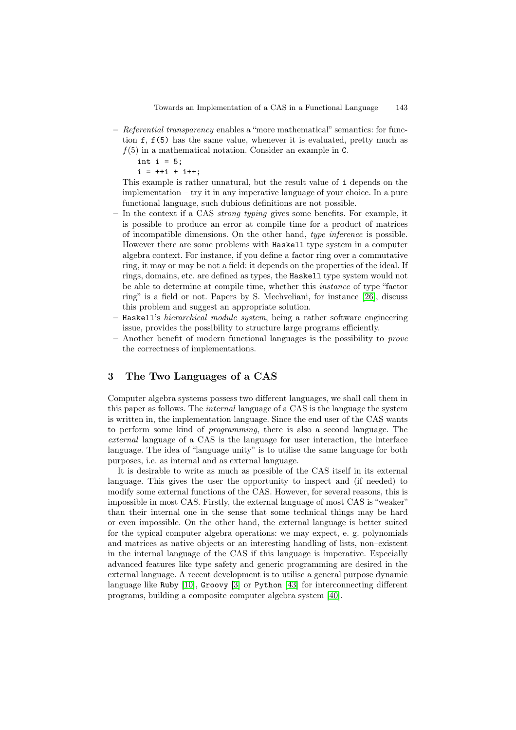- *Referential transparency* enables a "more mathematical" semantics: for function f, f(5) has the same value, whenever it is evaluated, pretty much as $f(5)$ in a mathematical notation. Consider an example in C.

  ```
  int i = 5;
  i = ++i + i++;
  ```

  This example is rather unnatural, but the result value of i depends on the implementation – try it in any imperative language of your choice. In a pure functional language, such dubious definitions are not possible.
- In the context if a CAS *strong typing* gives some benefits. For example, it is possible to produce an error at compile time for a product of matrices of incompatible dimensions. On the other hand, *type inference* is possible. However there are some problems with Haskell type system in a computer algebra context. For instance, if you define a factor ring over a commutative ring, it may or may be not a field: it depends on the properties of the ideal. If rings, domains, etc. are defined as types, the Haskell type system would not be able to determine at compile time, whether this *instance* of type "factor ring" is a field or not. Papers by S. Mechveliani, for instance [26], discuss this problem and suggest an appropriate solution.
- Haskell's *hierarchical module system*, being a rather software engineering issue, provides the possibility to structure large programs efficiently.
- Another benefit of modern functional languages is the possibility to *prove* the correctness of implementations.

## 3 The Two Languages of a CAS

Computer algebra systems possess two different languages, we shall call them in this paper as follows. The *internal* language of a CAS is the language the system is written in, the implementation language. Since the end user of the CAS wants to perform some kind of *programming*, there is also a second language. The *external* language of a CAS is the language for user interaction, the interface language. The idea of "language unity" is to utilise the same language for both purposes, i.e. as internal and as external language.

It is desirable to write as much as possible of the CAS itself in its external language. This gives the user the opportunity to inspect and (if needed) to modify some external functions of the CAS. However, for several reasons, this is impossible in most CAS. Firstly, the external language of most CAS is "weaker" than their internal one in the sense that some technical things may be hard or even impossible. On the other hand, the external language is better suited for the typical computer algebra operations: we may expect, e. g. polynomials and matrices as native objects or an interesting handling of lists, non–existent in the internal language of the CAS if this language is imperative. Especially advanced features like type safety and generic programming are desired in the external language. A recent development is to utilise a general purpose dynamic language like Ruby [10], Groovy [3] or Python [43] for interconnecting different programs, building a composite computer algebra system [40].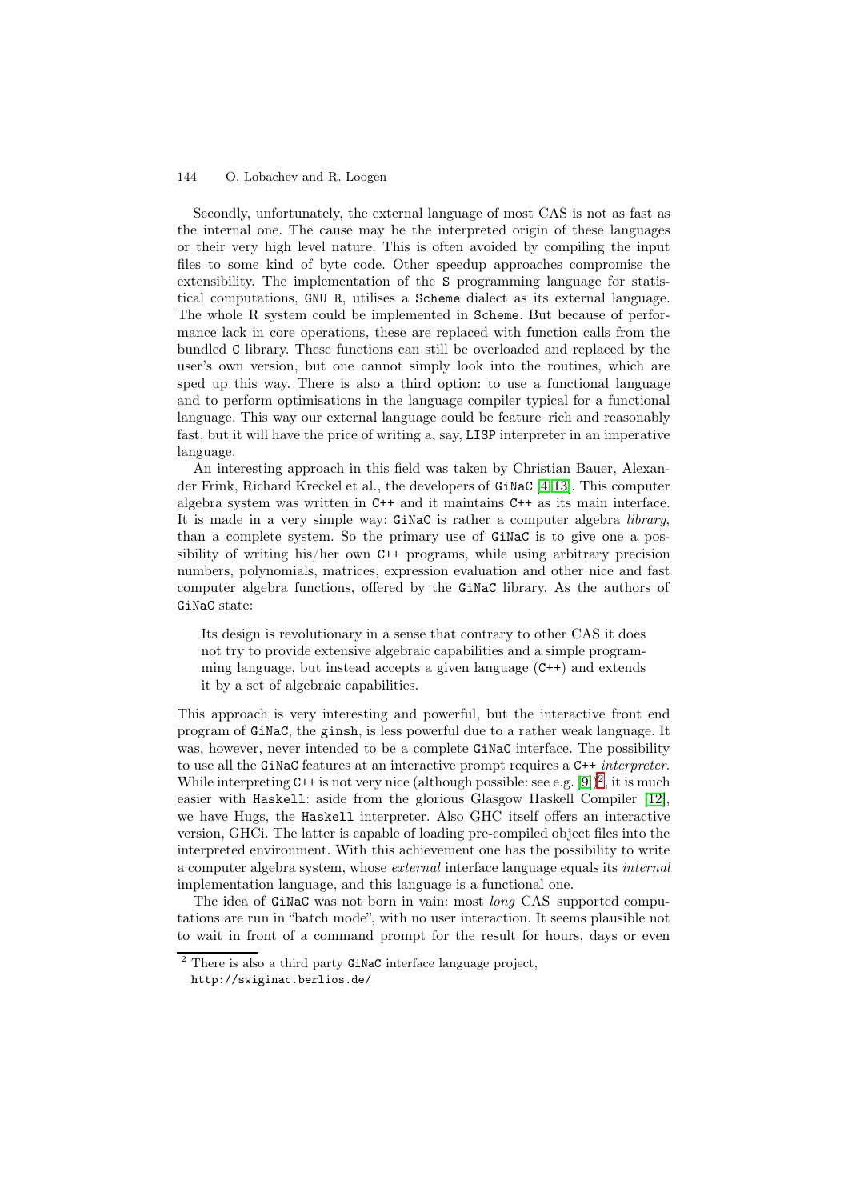Secondly, unfortunately, the external language of most CAS is not as fast as the internal one. The cause may be the interpreted origin of these languages or their very high level nature. This is often avoided by compiling the input files to some kind of byte code. Other speedup approaches compromise the extensibility. The implementation of the `S` programming language for statistical computations, `GNU R`, utilises a `Scheme` dialect as its external language. The whole R system could be implemented in `Scheme`. But because of performance lack in core operations, these are replaced with function calls from the bundled `C` library. These functions can still be overloaded and replaced by the user's own version, but one cannot simply look into the routines, which are sped up this way. There is also a third option: to use a functional language and to perform optimisations in the language compiler typical for a functional language. This way our external language could be feature–rich and reasonably fast, but it will have the price of writing a, say, `LISP` interpreter in an imperative language.

An interesting approach in this field was taken by Christian Bauer, Alexander Frink, Richard Kreckel et al., the developers of `GiNaC` [4,13]. This computer algebra system was written in `C++` and it maintains `C++` as its main interface. It is made in a very simple way: `GiNaC` is rather a computer algebra *library*, than a complete system. So the primary use of `GiNaC` is to give one a possibility of writing his/her own `C++` programs, while using arbitrary precision numbers, polynomials, matrices, expression evaluation and other nice and fast computer algebra functions, offered by the `GiNaC` library. As the authors of `GiNaC` state:

> Its design is revolutionary in a sense that contrary to other CAS it does not try to provide extensive algebraic capabilities and a simple programming language, but instead accepts a given language (`C++`) and extends it by a set of algebraic capabilities.

This approach is very interesting and powerful, but the interactive front end program of `GiNaC`, the `ginsh`, is less powerful due to a rather weak language. It was, however, never intended to be a complete `GiNaC` interface. The possibility to use all the `GiNaC` features at an interactive prompt requires a `C++` *interpreter*. While interpreting `C++` is not very nice (although possible: see e.g. [9])[2], it is much easier with `Haskell`: aside from the glorious Glasgow Haskell Compiler [12], we have Hugs, the `Haskell` interpreter. Also GHC itself offers an interactive version, GHCi. The latter is capable of loading pre-compiled object files into the interpreted environment. With this achievement one has the possibility to write a computer algebra system, whose *external* interface language equals its *internal* implementation language, and this language is a functional one.

The idea of `GiNaC` was not born in vain: most *long* CAS–supported computations are run in "batch mode", with no user interaction. It seems plausible not to wait in front of a command prompt for the result for hours, days or even

---

[2] There is also a third party `GiNaC` interface language project, `http://swiginac.berlios.de/`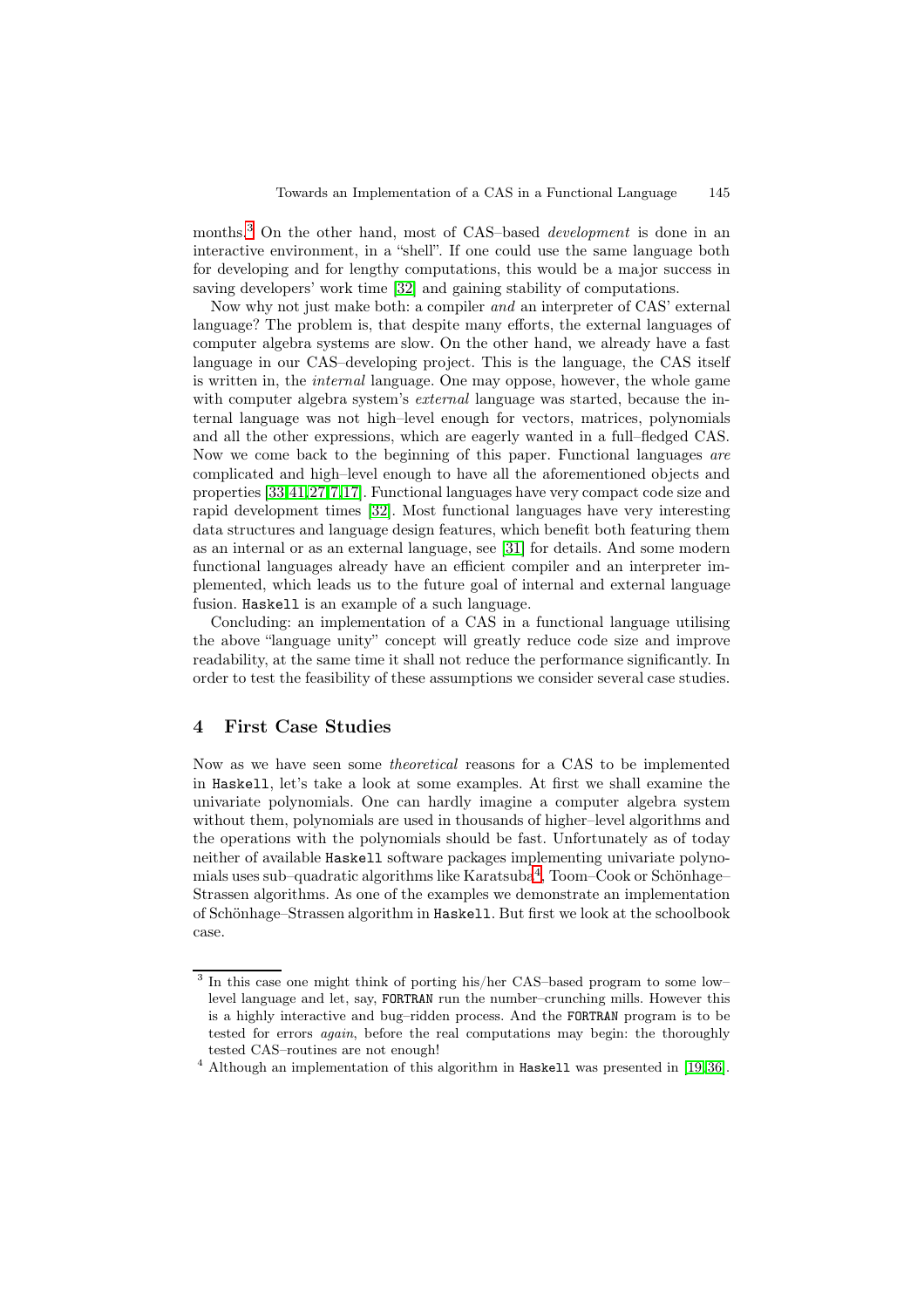months.[3] On the other hand, most of CAS–based *development* is done in an interactive environment, in a "shell". If one could use the same language both for developing and for lengthy computations, this would be a major success in saving developers' work time [32] and gaining stability of computations.

Now why not just make both: a compiler *and* an interpreter of CAS' external language? The problem is, that despite many efforts, the external languages of computer algebra systems are slow. On the other hand, we already have a fast language in our CAS–developing project. This is the language, the CAS itself is written in, the *internal* language. One may oppose, however, the whole game with computer algebra system's *external* language was started, because the internal language was not high–level enough for vectors, matrices, polynomials and all the other expressions, which are eagerly wanted in a full–fledged CAS. Now we come back to the beginning of this paper. Functional languages *are* complicated and high–level enough to have all the aforementioned objects and properties [33,41,27,7,17]. Functional languages have very compact code size and rapid development times [32]. Most functional languages have very interesting data structures and language design features, which benefit both featuring them as an internal or as an external language, see [31] for details. And some modern functional languages already have an efficient compiler and an interpreter implemented, which leads us to the future goal of internal and external language fusion. `Haskell` is an example of a such language.

Concluding: an implementation of a CAS in a functional language utilising the above "language unity" concept will greatly reduce code size and improve readability, at the same time it shall not reduce the performance significantly. In order to test the feasibility of these assumptions we consider several case studies.

## 4 First Case Studies

Now as we have seen some *theoretical* reasons for a CAS to be implemented in `Haskell`, let's take a look at some examples. At first we shall examine the univariate polynomials. One can hardly imagine a computer algebra system without them, polynomials are used in thousands of higher–level algorithms and the operations with the polynomials should be fast. Unfortunately as of today neither of available `Haskell` software packages implementing univariate polynomials uses sub–quadratic algorithms like Karatsuba[4], Toom–Cook or Schönhage–Strassen algorithms. As one of the examples we demonstrate an implementation of Schönhage–Strassen algorithm in `Haskell`. But first we look at the schoolbook case.

---

[3] In this case one might think of porting his/her CAS–based program to some low–level language and let, say, `FORTRAN` run the number–crunching mills. However this is a highly interactive and bug–ridden process. And the `FORTRAN` program is to be tested for errors *again*, before the real computations may begin: the thoroughly tested CAS–routines are not enough!

[4] Although an implementation of this algorithm in `Haskell` was presented in [19,36].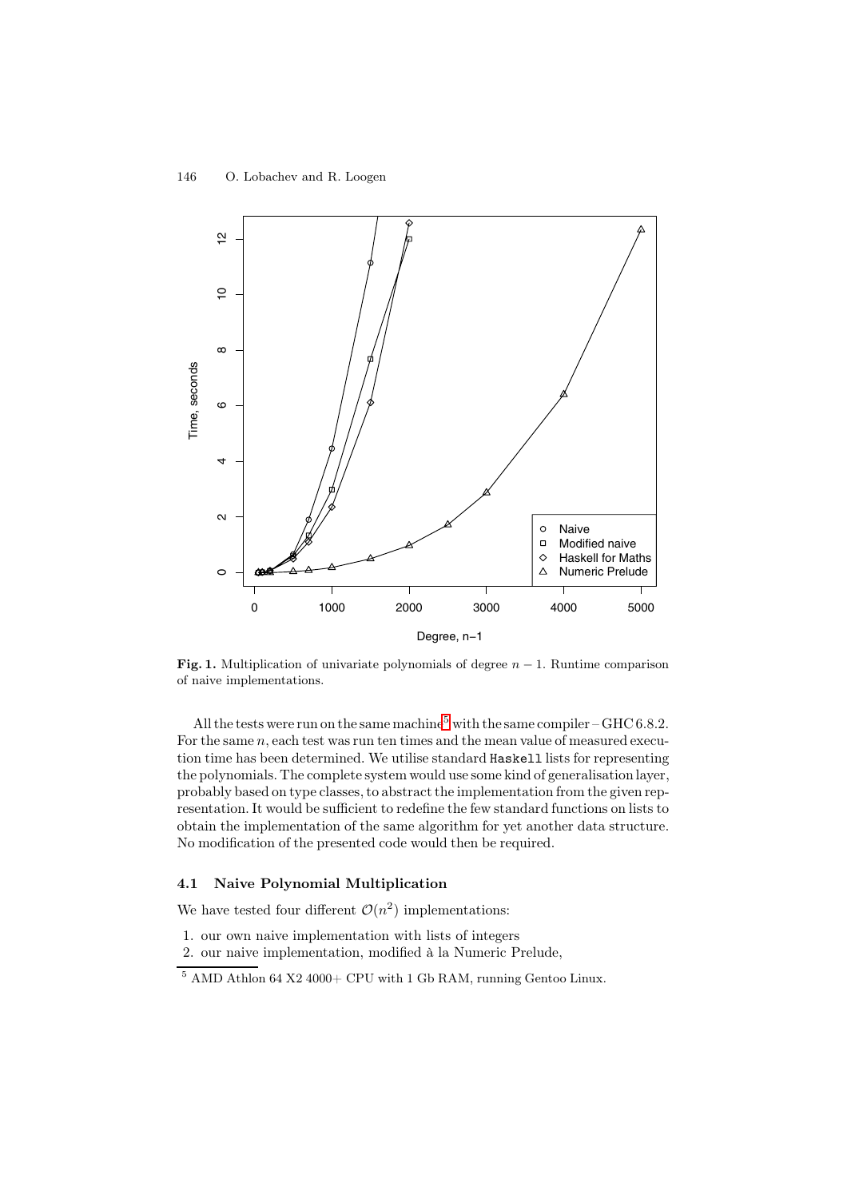**Fig. 1.** Multiplication of univariate polynomials of degree $n-1$. Runtime comparison of naive implementations.

All the tests were run on the same machine[5] with the same compiler – GHC 6.8.2. For the same $n$, each test was run ten times and the mean value of measured execution time has been determined. We utilise standard Haskell lists for representing the polynomials. The complete system would use some kind of generalisation layer, probably based on type classes, to abstract the implementation from the given representation. It would be sufficient to redefine the few standard functions on lists to obtain the implementation of the same algorithm for yet another data structure. No modification of the presented code would then be required.

### 4.1 Naive Polynomial Multiplication

We have tested four different $\mathcal{O}(n^2)$ implementations:

1. our own naive implementation with lists of integers
2. our naive implementation, modified à la Numeric Prelude,

[5] AMD Athlon 64 X2 4000+ CPU with 1 Gb RAM, running Gentoo Linux.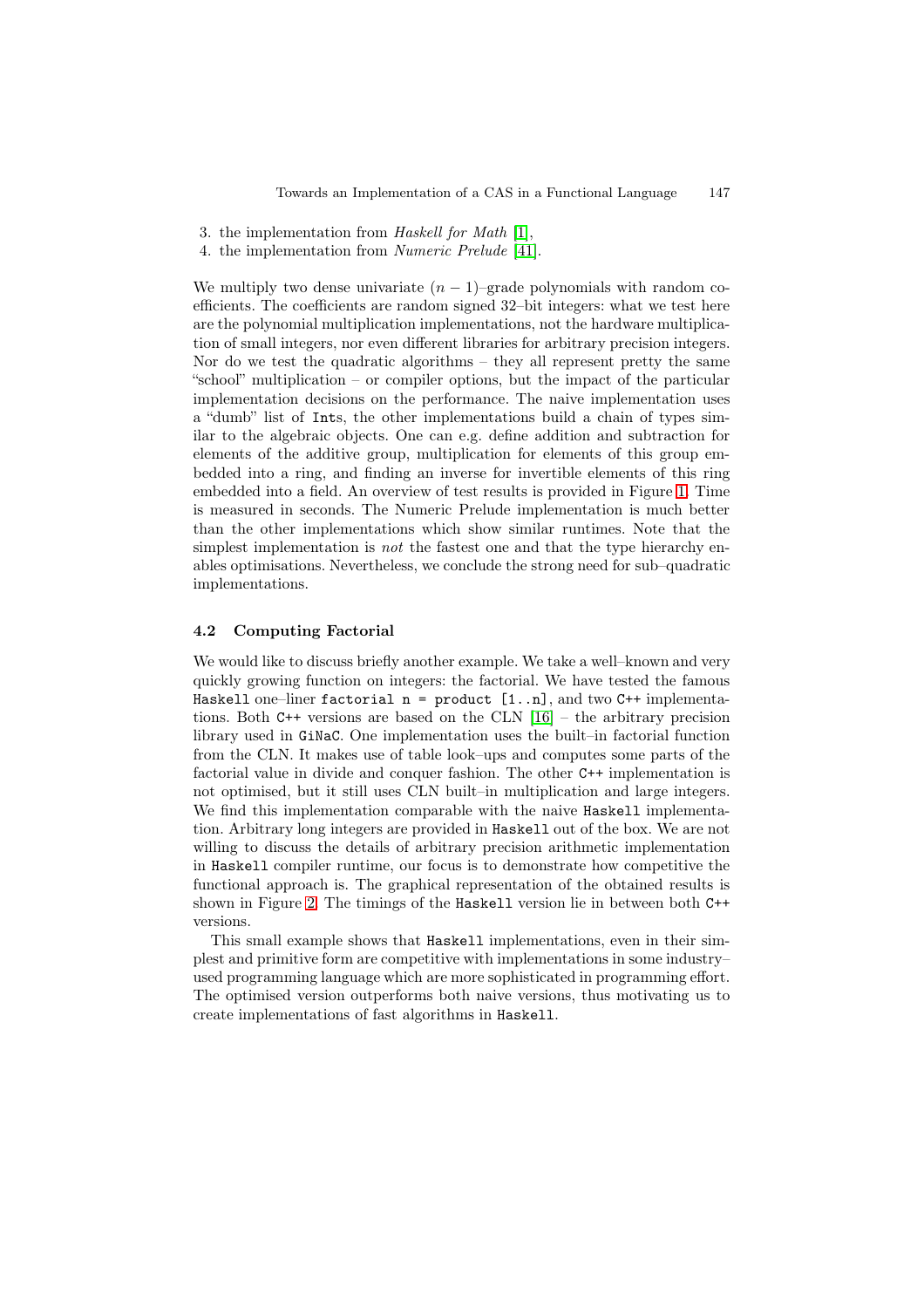3. the implementation from *Haskell for Math* [1],
4. the implementation from *Numeric Prelude* [41].

We multiply two dense univariate $(n-1)$–grade polynomials with random coefficients. The coefficients are random signed 32–bit integers: what we test here are the polynomial multiplication implementations, not the hardware multiplication of small integers, nor even different libraries for arbitrary precision integers. Nor do we test the quadratic algorithms – they all represent pretty the same "school" multiplication – or compiler options, but the impact of the particular implementation decisions on the performance. The naive implementation uses a "dumb" list of `Int`s, the other implementations build a chain of types similar to the algebraic objects. One can e.g. define addition and subtraction for elements of the additive group, multiplication for elements of this group embedded into a ring, and finding an inverse for invertible elements of this ring embedded into a field. An overview of test results is provided in Figure 1. Time is measured in seconds. The Numeric Prelude implementation is much better than the other implementations which show similar runtimes. Note that the simplest implementation is *not* the fastest one and that the type hierarchy enables optimisations. Nevertheless, we conclude the strong need for sub–quadratic implementations.

### 4.2 Computing Factorial

We would like to discuss briefly another example. We take a well–known and very quickly growing function on integers: the factorial. We have tested the famous `Haskell` one–liner `factorial n = product [1..n]`, and two `C++` implementations. Both `C++` versions are based on the CLN [16] – the arbitrary precision library used in `GiNaC`. One implementation uses the built–in factorial function from the CLN. It makes use of table look–ups and computes some parts of the factorial value in divide and conquer fashion. The other `C++` implementation is not optimised, but it still uses CLN built–in multiplication and large integers. We find this implementation comparable with the naive `Haskell` implementation. Arbitrary long integers are provided in `Haskell` out of the box. We are not willing to discuss the details of arbitrary precision arithmetic implementation in `Haskell` compiler runtime, our focus is to demonstrate how competitive the functional approach is. The graphical representation of the obtained results is shown in Figure 2. The timings of the `Haskell` version lie in between both `C++` versions.

This small example shows that `Haskell` implementations, even in their simplest and primitive form are competitive with implementations in some industry–used programming language which are more sophisticated in programming effort. The optimised version outperforms both naive versions, thus motivating us to create implementations of fast algorithms in `Haskell`.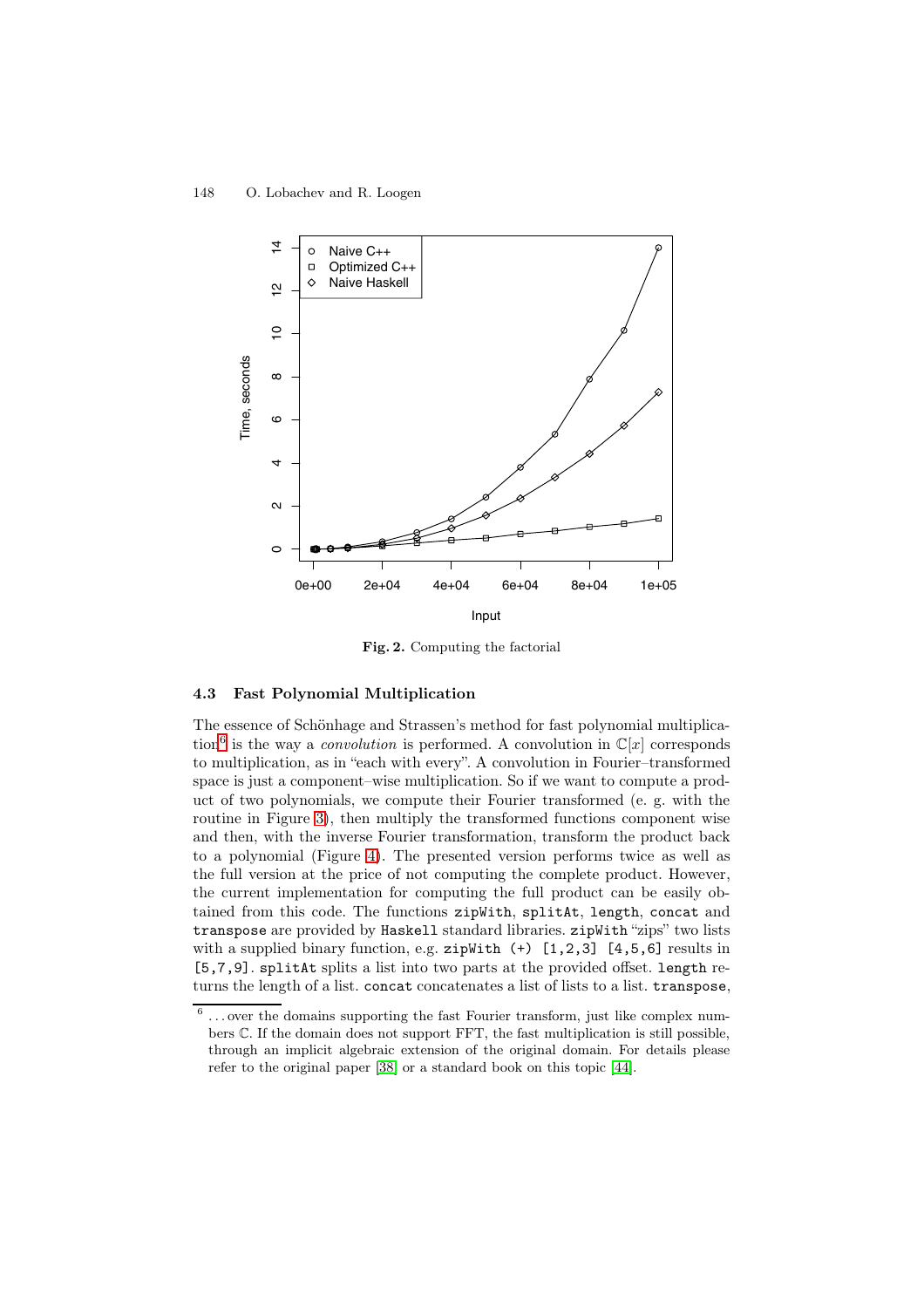Fig. 2. Computing the factorial

### 4.3 Fast Polynomial Multiplication

The essence of Schönhage and Strassen's method for fast polynomial multiplication[6] is the way a *convolution* is performed. A convolution in $\mathbb{C}[x]$ corresponds to multiplication, as in "each with every". A convolution in Fourier–transformed space is just a component–wise multiplication. So if we want to compute a product of two polynomials, we compute their Fourier transformed (e. g. with the routine in Figure 3), then multiply the transformed functions component wise and then, with the inverse Fourier transformation, transform the product back to a polynomial (Figure 4). The presented version performs twice as well as the full version at the price of not computing the complete product. However, the current implementation for computing the full product can be easily obtained from this code. The functions `zipWith`, `splitAt`, `length`, `concat` and `transpose` are provided by `Haskell` standard libraries. `zipWith` "zips" two lists with a supplied binary function, e.g. `zipWith (+) [1,2,3] [4,5,6]` results in `[5,7,9]`. `splitAt` splits a list into two parts at the provided offset. `length` returns the length of a list. `concat` concatenates a list of lists to a list. `transpose`,

[6] ... over the domains supporting the fast Fourier transform, just like complex numbers $\mathbb{C}$. If the domain does not support FFT, the fast multiplication is still possible, through an implicit algebraic extension of the original domain. For details please refer to the original paper [38] or a standard book on this topic [44].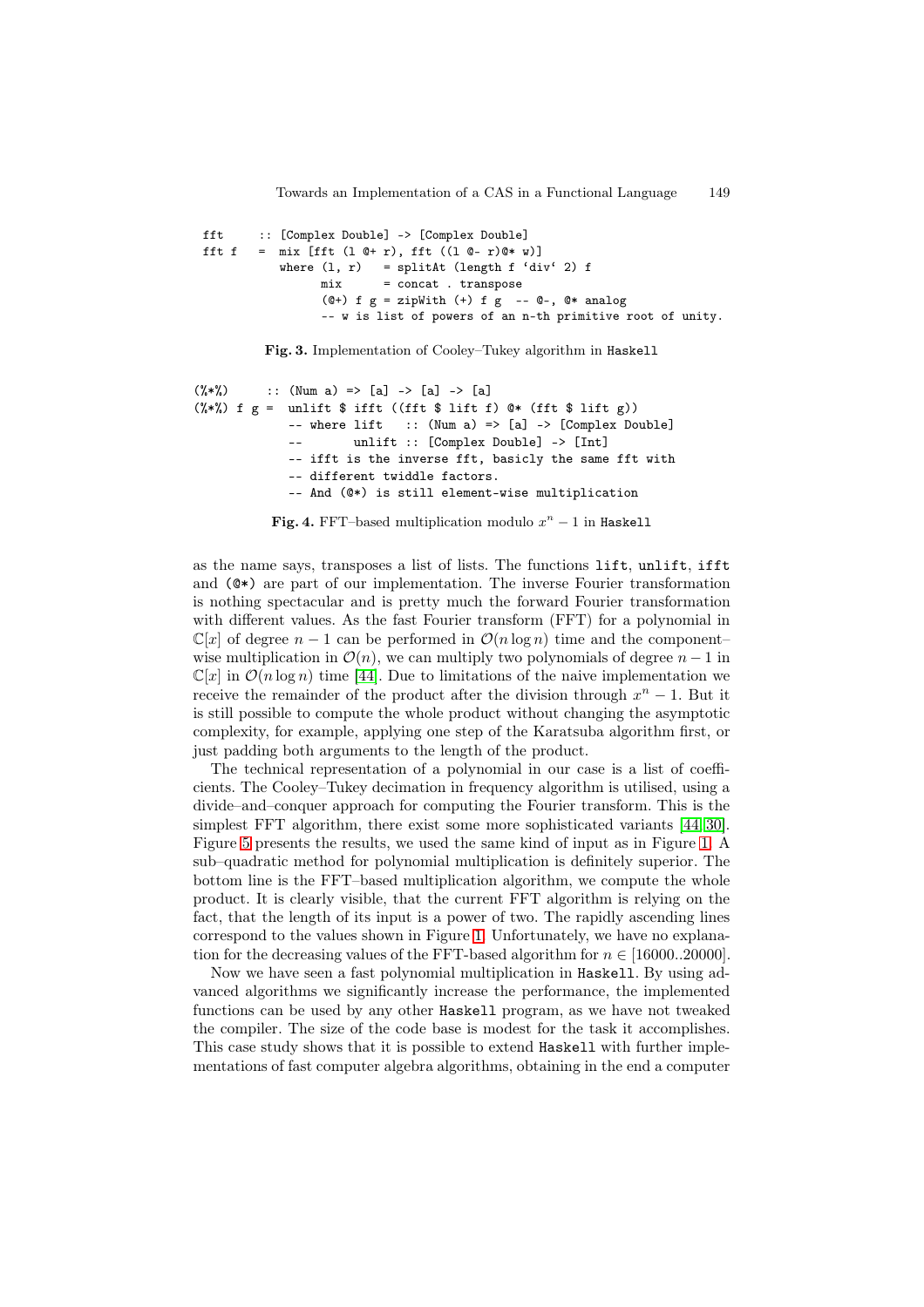```haskell
fft     :: [Complex Double] -> [Complex Double]
fft f   =  mix [fft (l @+ r), fft ((l @- r)@* w)]
           where (l, r)   = splitAt (length f `div` 2) f
                 mix      = concat . transpose
                 (@+) f g = zipWith (+) f g  -- @-, @* analog
                 -- w is list of powers of an n-th primitive root of unity.
```

**Fig. 3.** Implementation of Cooley–Tukey algorithm in Haskell

```haskell
(%*%)     :: (Num a) => [a] -> [a] -> [a]
(%*%) f g =  unlift $ ifft ((fft $ lift f) @* (fft $ lift g))
             -- where lift   :: (Num a) => [a] -> [Complex Double]
             --       unlift :: [Complex Double] -> [Int]
             -- ifft is the inverse fft, basicly the same fft with
             -- different twiddle factors.
             -- And (@*) is still element-wise multiplication
```

**Fig. 4.** FFT–based multiplication modulo $x^n - 1$ in Haskell

as the name says, transposes a list of lists. The functions `lift`, `unlift`, `ifft` and `(@*)` are part of our implementation. The inverse Fourier transformation is nothing spectacular and is pretty much the forward Fourier transformation with different values. As the fast Fourier transform (FFT) for a polynomial in $\mathbb{C}[x]$ of degree $n-1$ can be performed in $\mathcal{O}(n \log n)$ time and the component–wise multiplication in $\mathcal{O}(n)$, we can multiply two polynomials of degree $n-1$ in $\mathbb{C}[x]$ in $\mathcal{O}(n \log n)$ time [44]. Due to limitations of the naive implementation we receive the remainder of the product after the division through $x^n - 1$. But it is still possible to compute the whole product without changing the asymptotic complexity, for example, applying one step of the Karatsuba algorithm first, or just padding both arguments to the length of the product.

The technical representation of a polynomial in our case is a list of coefficients. The Cooley–Tukey decimation in frequency algorithm is utilised, using a divide–and–conquer approach for computing the Fourier transform. This is the simplest FFT algorithm, there exist some more sophisticated variants [44,30]. Figure 5 presents the results, we used the same kind of input as in Figure 1. A sub–quadratic method for polynomial multiplication is definitely superior. The bottom line is the FFT–based multiplication algorithm, we compute the whole product. It is clearly visible, that the current FFT algorithm is relying on the fact, that the length of its input is a power of two. The rapidly ascending lines correspond to the values shown in Figure 1. Unfortunately, we have no explanation for the decreasing values of the FFT-based algorithm for $n \in [16000..20000]$.

Now we have seen a fast polynomial multiplication in Haskell. By using advanced algorithms we significantly increase the performance, the implemented functions can be used by any other Haskell program, as we have not tweaked the compiler. The size of the code base is modest for the task it accomplishes. This case study shows that it is possible to extend Haskell with further implementations of fast computer algebra algorithms, obtaining in the end a computer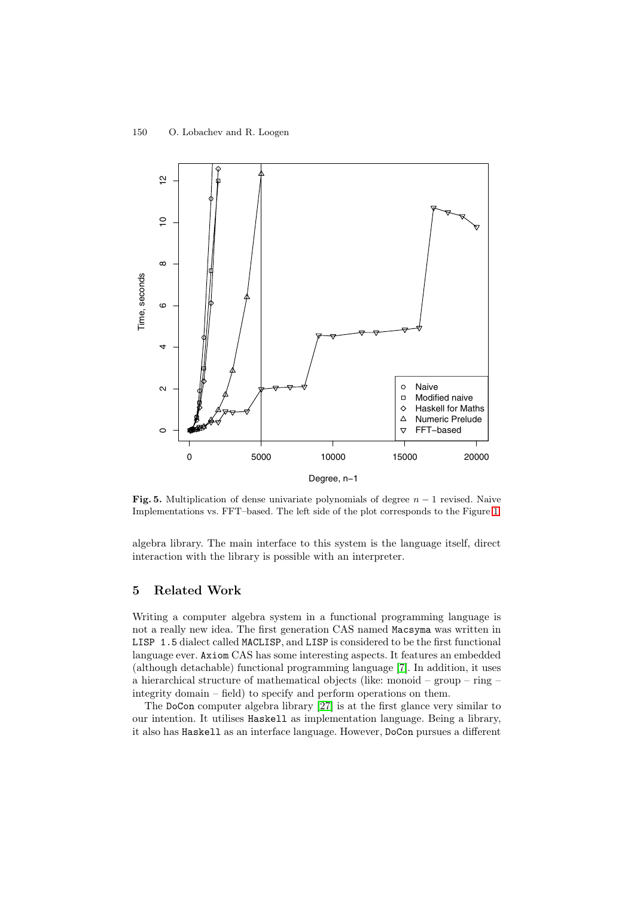**Fig. 5.** Multiplication of dense univariate polynomials of degree $n-1$ revised. Naive Implementations vs. FFT–based. The left side of the plot corresponds to the Figure 1

algebra library. The main interface to this system is the language itself, direct interaction with the library is possible with an interpreter.

## 5 Related Work

Writing a computer algebra system in a functional programming language is not a really new idea. The first generation CAS named Macsyma was written in LISP 1.5 dialect called MACLISP, and LISP is considered to be the first functional language ever. Axiom CAS has some interesting aspects. It features an embedded (although detachable) functional programming language [7]. In addition, it uses a hierarchical structure of mathematical objects (like: monoid – group – ring – integrity domain – field) to specify and perform operations on them.

The DoCon computer algebra library [27] is at the first glance very similar to our intention. It utilises Haskell as implementation language. Being a library, it also has Haskell as an interface language. However, DoCon pursues a different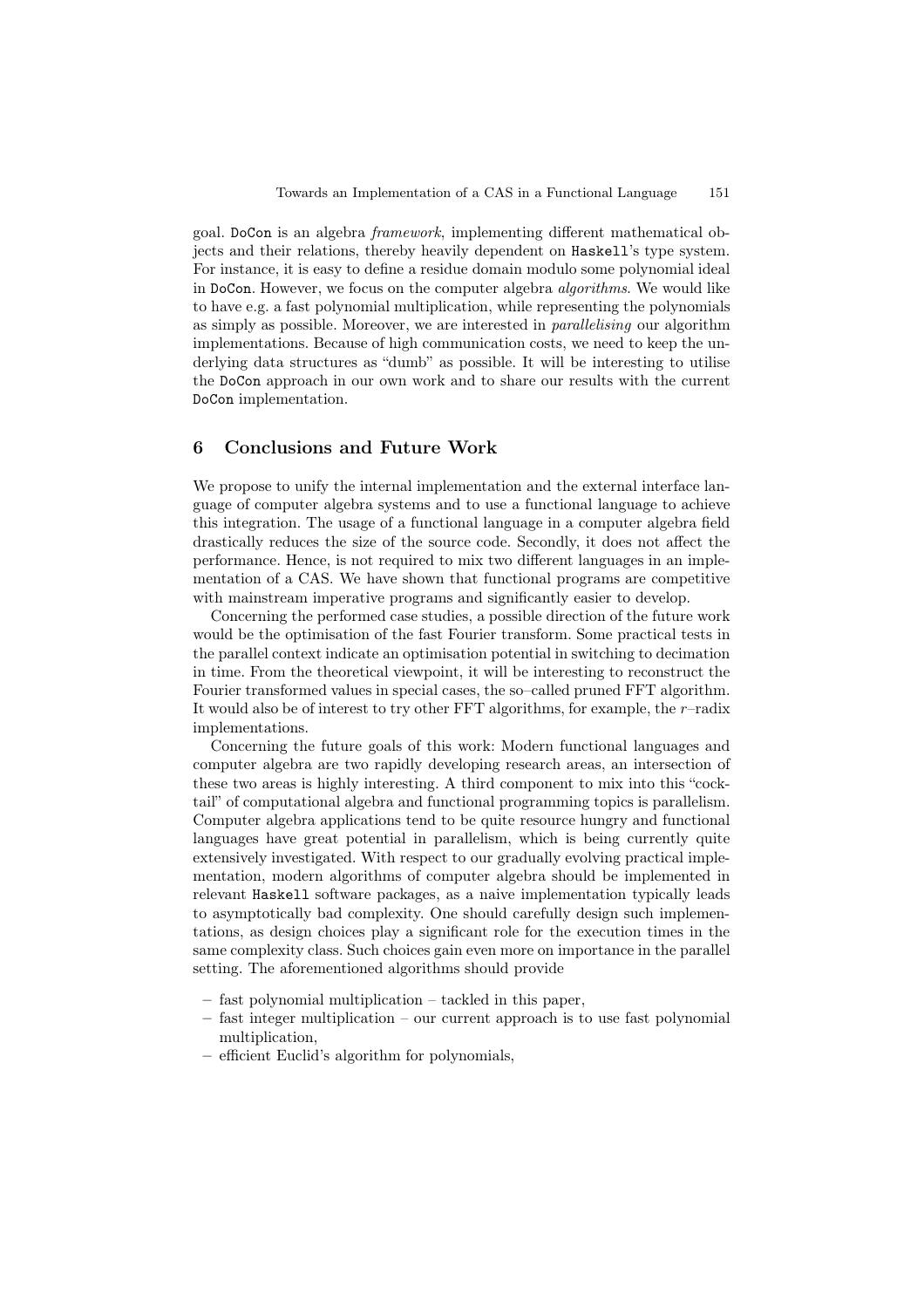goal. `DoCon` is an algebra *framework*, implementing different mathematical objects and their relations, thereby heavily dependent on `Haskell`'s type system. For instance, it is easy to define a residue domain modulo some polynomial ideal in `DoCon`. However, we focus on the computer algebra *algorithms*. We would like to have e.g. a fast polynomial multiplication, while representing the polynomials as simply as possible. Moreover, we are interested in *parallelising* our algorithm implementations. Because of high communication costs, we need to keep the underlying data structures as "dumb" as possible. It will be interesting to utilise the `DoCon` approach in our own work and to share our results with the current `DoCon` implementation.

## 6 Conclusions and Future Work

We propose to unify the internal implementation and the external interface language of computer algebra systems and to use a functional language to achieve this integration. The usage of a functional language in a computer algebra field drastically reduces the size of the source code. Secondly, it does not affect the performance. Hence, is not required to mix two different languages in an implementation of a CAS. We have shown that functional programs are competitive with mainstream imperative programs and significantly easier to develop.

Concerning the performed case studies, a possible direction of the future work would be the optimisation of the fast Fourier transform. Some practical tests in the parallel context indicate an optimisation potential in switching to decimation in time. From the theoretical viewpoint, it will be interesting to reconstruct the Fourier transformed values in special cases, the so–called pruned FFT algorithm. It would also be of interest to try other FFT algorithms, for example, the $r$–radix implementations.

Concerning the future goals of this work: Modern functional languages and computer algebra are two rapidly developing research areas, an intersection of these two areas is highly interesting. A third component to mix into this "cocktail" of computational algebra and functional programming topics is parallelism. Computer algebra applications tend to be quite resource hungry and functional languages have great potential in parallelism, which is being currently quite extensively investigated. With respect to our gradually evolving practical implementation, modern algorithms of computer algebra should be implemented in relevant `Haskell` software packages, as a naive implementation typically leads to asymptotically bad complexity. One should carefully design such implementations, as design choices play a significant role for the execution times in the same complexity class. Such choices gain even more on importance in the parallel setting. The aforementioned algorithms should provide

- fast polynomial multiplication – tackled in this paper,
- fast integer multiplication – our current approach is to use fast polynomial multiplication,
- efficient Euclid's algorithm for polynomials,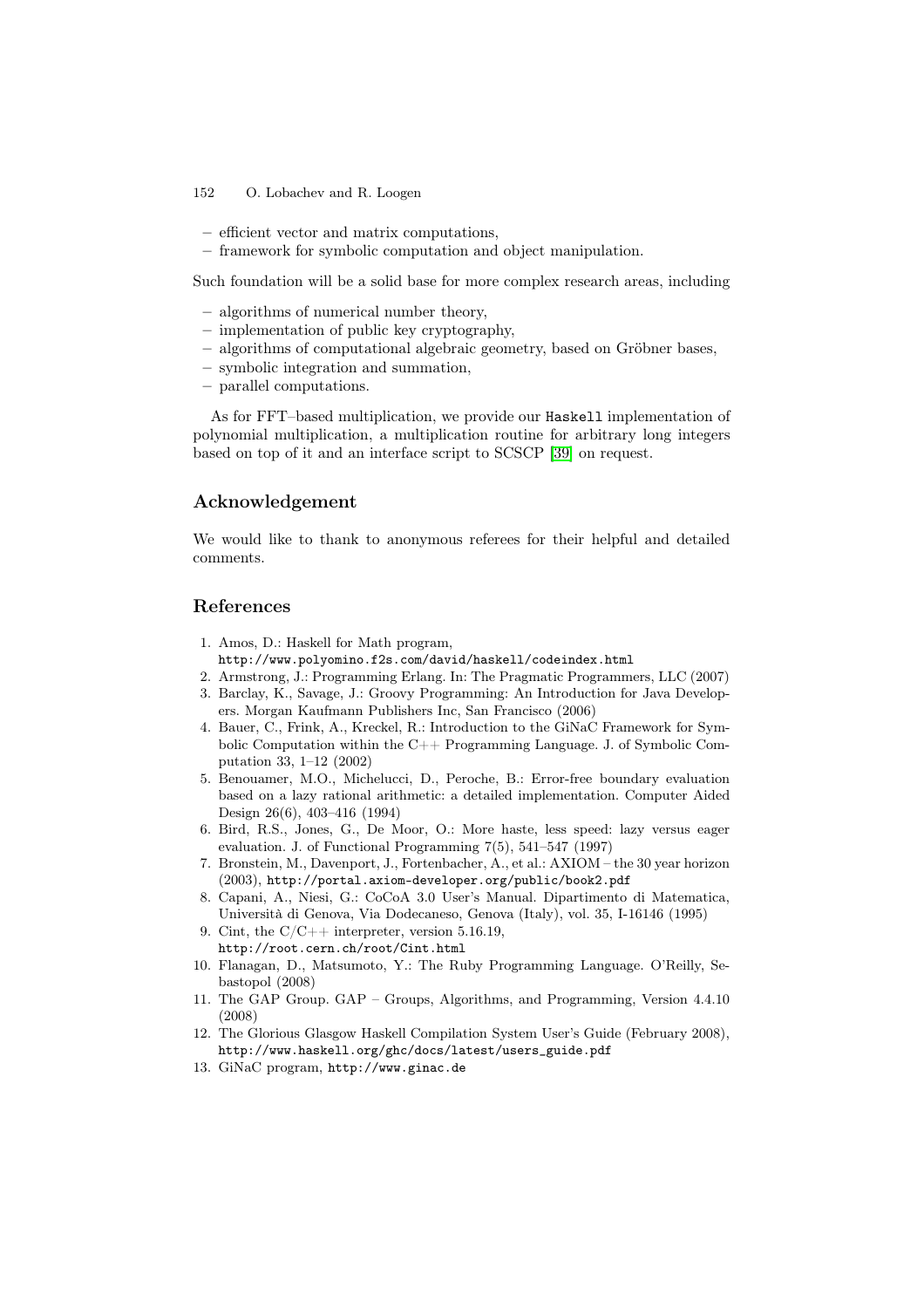– efficient vector and matrix computations,
– framework for symbolic computation and object manipulation.

Such foundation will be a solid base for more complex research areas, including

– algorithms of numerical number theory,
– implementation of public key cryptography,
– algorithms of computational algebraic geometry, based on Gröbner bases,
– symbolic integration and summation,
– parallel computations.

As for FFT–based multiplication, we provide our Haskell implementation of polynomial multiplication, a multiplication routine for arbitrary long integers based on top of it and an interface script to SCSCP [39] on request.

## Acknowledgement

We would like to thank to anonymous referees for their helpful and detailed comments.

## References

1. Amos, D.: Haskell for Math program, http://www.polyomino.f2s.com/david/haskell/codeindex.html
2. Armstrong, J.: Programming Erlang. In: The Pragmatic Programmers, LLC (2007)
3. Barclay, K., Savage, J.: Groovy Programming: An Introduction for Java Developers. Morgan Kaufmann Publishers Inc, San Francisco (2006)
4. Bauer, C., Frink, A., Kreckel, R.: Introduction to the GiNaC Framework for Symbolic Computation within the C++ Programming Language. J. of Symbolic Computation 33, 1–12 (2002)
5. Benouamer, M.O., Michelucci, D., Peroche, B.: Error-free boundary evaluation based on a lazy rational arithmetic: a detailed implementation. Computer Aided Design 26(6), 403–416 (1994)
6. Bird, R.S., Jones, G., De Moor, O.: More haste, less speed: lazy versus eager evaluation. J. of Functional Programming 7(5), 541–547 (1997)
7. Bronstein, M., Davenport, J., Fortenbacher, A., et al.: AXIOM – the 30 year horizon (2003), http://portal.axiom-developer.org/public/book2.pdf
8. Capani, A., Niesi, G.: CoCoA 3.0 User's Manual. Dipartimento di Matematica, Università di Genova, Via Dodecaneso, Genova (Italy), vol. 35, I-16146 (1995)
9. Cint, the C/C++ interpreter, version 5.16.19, http://root.cern.ch/root/Cint.html
10. Flanagan, D., Matsumoto, Y.: The Ruby Programming Language. O'Reilly, Sebastopol (2008)
11. The GAP Group. GAP – Groups, Algorithms, and Programming, Version 4.4.10 (2008)
12. The Glorious Glasgow Haskell Compilation System User's Guide (February 2008), http://www.haskell.org/ghc/docs/latest/users_guide.pdf
13. GiNaC program, http://www.ginac.de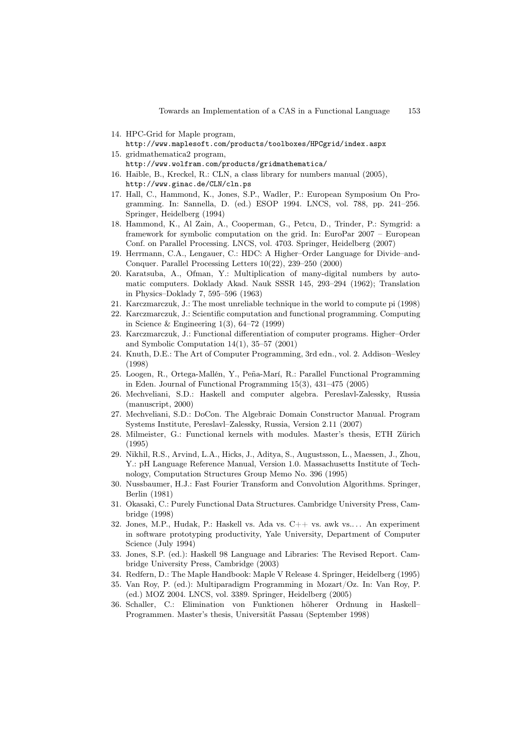14. HPC-Grid for Maple program, http://www.maplesoft.com/products/toolboxes/HPCgrid/index.aspx
15. gridmathematica2 program, http://www.wolfram.com/products/gridmathematica/
16. Haible, B., Kreckel, R.: CLN, a class library for numbers manual (2005), http://www.ginac.de/CLN/cln.ps
17. Hall, C., Hammond, K., Jones, S.P., Wadler, P.: European Symposium On Programming. In: Sannella, D. (ed.) ESOP 1994. LNCS, vol. 788, pp. 241–256. Springer, Heidelberg (1994)
18. Hammond, K., Al Zain, A., Cooperman, G., Petcu, D., Trinder, P.: Symgrid: a framework for symbolic computation on the grid. In: EuroPar 2007 – European Conf. on Parallel Processing. LNCS, vol. 4703. Springer, Heidelberg (2007)
19. Herrmann, C.A., Lengauer, C.: HDC: A Higher–Order Language for Divide–and-Conquer. Parallel Processing Letters 10(22), 239–250 (2000)
20. Karatsuba, A., Ofman, Y.: Multiplication of many-digital numbers by automatic computers. Doklady Akad. Nauk SSSR 145, 293–294 (1962); Translation in Physics–Doklady 7, 595–596 (1963)
21. Karczmarczuk, J.: The most unreliable technique in the world to compute pi (1998)
22. Karczmarczuk, J.: Scientific computation and functional programming. Computing in Science & Engineering 1(3), 64–72 (1999)
23. Karczmarczuk, J.: Functional differentiation of computer programs. Higher–Order and Symbolic Computation 14(1), 35–57 (2001)
24. Knuth, D.E.: The Art of Computer Programming, 3rd edn., vol. 2. Addison–Wesley (1998)
25. Loogen, R., Ortega-Mallén, Y., Peña-Marí, R.: Parallel Functional Programming in Eden. Journal of Functional Programming 15(3), 431–475 (2005)
26. Mechveliani, S.D.: Haskell and computer algebra. Pereslavl-Zalessky, Russia (manuscript, 2000)
27. Mechveliani, S.D.: DoCon. The Algebraic Domain Constructor Manual. Program Systems Institute, Pereslavl–Zalessky, Russia, Version 2.11 (2007)
28. Milmeister, G.: Functional kernels with modules. Master's thesis, ETH Zürich (1995)
29. Nikhil, R.S., Arvind, L.A., Hicks, J., Aditya, S., Augustsson, L., Maessen, J., Zhou, Y.: pH Language Reference Manual, Version 1.0. Massachusetts Institute of Technology, Computation Structures Group Memo No. 396 (1995)
30. Nussbaumer, H.J.: Fast Fourier Transform and Convolution Algorithms. Springer, Berlin (1981)
31. Okasaki, C.: Purely Functional Data Structures. Cambridge University Press, Cambridge (1998)
32. Jones, M.P., Hudak, P.: Haskell vs. Ada vs. C++ vs. awk vs.... An experiment in software prototyping productivity, Yale University, Department of Computer Science (July 1994)
33. Jones, S.P. (ed.): Haskell 98 Language and Libraries: The Revised Report. Cambridge University Press, Cambridge (2003)
34. Redfern, D.: The Maple Handbook: Maple V Release 4. Springer, Heidelberg (1995)
35. Van Roy, P. (ed.): Multiparadigm Programming in Mozart/Oz. In: Van Roy, P. (ed.) MOZ 2004. LNCS, vol. 3389. Springer, Heidelberg (2005)
36. Schaller, C.: Elimination von Funktionen höherer Ordnung in Haskell–Programmen. Master's thesis, Universität Passau (September 1998)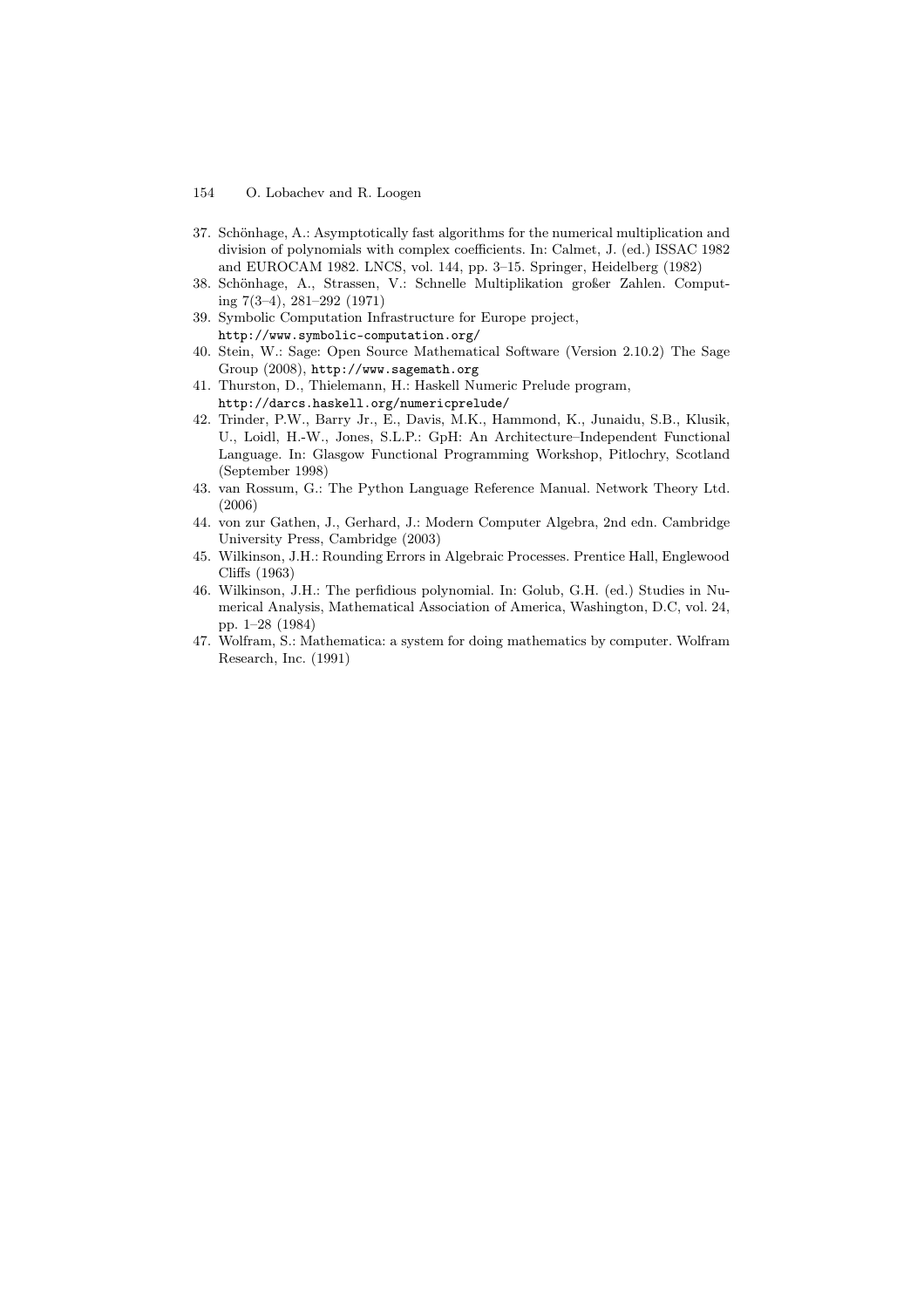37. Schönhage, A.: Asymptotically fast algorithms for the numerical multiplication and division of polynomials with complex coefficients. In: Calmet, J. (ed.) ISSAC 1982 and EUROCAM 1982. LNCS, vol. 144, pp. 3–15. Springer, Heidelberg (1982)
38. Schönhage, A., Strassen, V.: Schnelle Multiplikation großer Zahlen. Computing 7(3–4), 281–292 (1971)
39. Symbolic Computation Infrastructure for Europe project, `http://www.symbolic-computation.org/`
40. Stein, W.: Sage: Open Source Mathematical Software (Version 2.10.2) The Sage Group (2008), `http://www.sagemath.org`
41. Thurston, D., Thielemann, H.: Haskell Numeric Prelude program, `http://darcs.haskell.org/numericprelude/`
42. Trinder, P.W., Barry Jr., E., Davis, M.K., Hammond, K., Junaidu, S.B., Klusik, U., Loidl, H.-W., Jones, S.L.P.: GpH: An Architecture–Independent Functional Language. In: Glasgow Functional Programming Workshop, Pitlochry, Scotland (September 1998)
43. van Rossum, G.: The Python Language Reference Manual. Network Theory Ltd. (2006)
44. von zur Gathen, J., Gerhard, J.: Modern Computer Algebra, 2nd edn. Cambridge University Press, Cambridge (2003)
45. Wilkinson, J.H.: Rounding Errors in Algebraic Processes. Prentice Hall, Englewood Cliffs (1963)
46. Wilkinson, J.H.: The perfidious polynomial. In: Golub, G.H. (ed.) Studies in Numerical Analysis, Mathematical Association of America, Washington, D.C, vol. 24, pp. 1–28 (1984)
47. Wolfram, S.: Mathematica: a system for doing mathematics by computer. Wolfram Research, Inc. (1991)